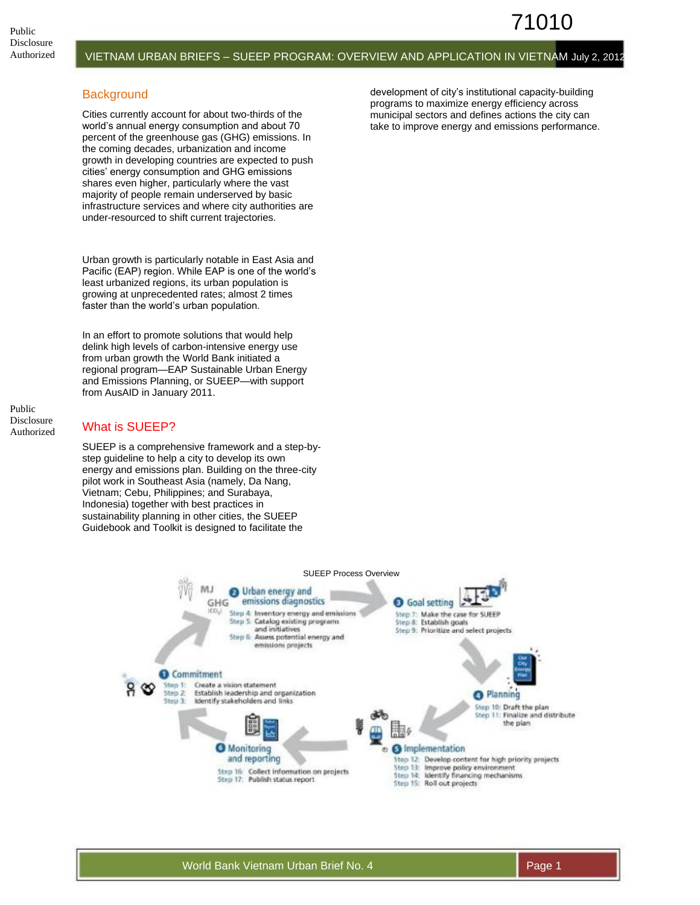# VIETNAM URBAN BRIEFS – SUEEP PROGRAM: OVERVIEW AND APPLICATION IN VIETNAM

July 2, 2012

## Background

Cities currently account for about two-thirds of the world's annual energy consumption and about 70 percent of the greenhouse gas (GHG) emissions. In the coming decades, urbanization and income growth in developing countries are expected to push cities' energy consumption and GHG emissions shares even higher, particularly where the vast majority of people remain underserved by basic infrastructure services and where city authorities are under-resourced to shift current trajectories.

Urban growth is particularly notable in East Asia and Pacific (EAP) region. While EAP is one of the world's least urbanized regions, its urban population is growing at unprecedented rates; almost 2 times faster than the world's urban population.

In an effort to promote solutions that would help delink high levels of carbon-intensive energy use from urban growth the World Bank initiated a regional program—EAP Sustainable Urban Energy and Emissions Planning, or SUEEP—with support from AusAID in January 2011.

## What is SUEEP?

SUEEP is a comprehensive framework and a step-by-step guideline to help a city to develop its own energy and emissions plan. Building on the three-city pilot work in Southeast Asia (namely, Da Nang, Vietnam; Cebu, Philippines; and Surabaya, Indonesia) together with best practices in sustainability planning in other cities, the SUEEP Guidebook and Toolkit is designed to facilitate the development of city's institutional capacity-building programs to maximize energy efficiency across municipal sectors and defines actions the city can take to improve energy and emissions performance.

SUEEP Process Overview

**1 Commitment**
- Step 1: Create a vision statement
- Step 2: Establish leadership and organization
- Step 3: Identify stakeholders and links

**2 Urban energy and emissions diagnostics**
- Step 4: Inventory energy and emissions
- Step 5: Catalog existing programs and initiatives
- Step 6: Assess potential energy and emissions projects

**3 Goal setting**
- Step 7: Make the case for SUEEP
- Step 8: Establish goals
- Step 9: Prioritize and select projects

**4 Planning**
- Step 10: Draft the plan
- Step 11: Finalize and distribute the plan

**5 Implementation**
- Step 12: Develop content for high priority projects
- Step 13: Improve policy environment
- Step 14: Identify financing mechanisms
- Step 15: Roll out projects

**6 Monitoring and reporting**
- Step 16: Collect information on projects
- Step 17: Publish status report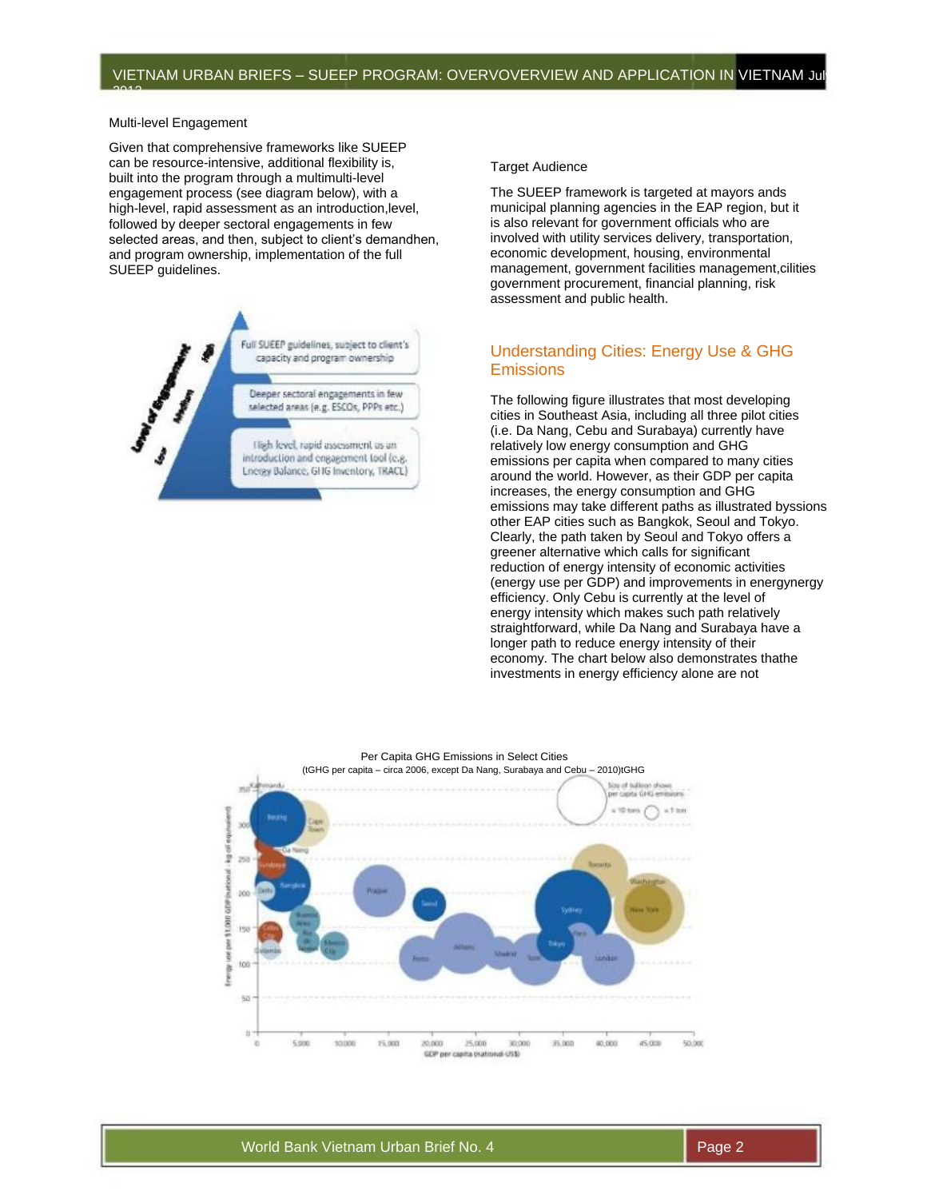Multi-level Engagement

Given that comprehensive frameworks like SUEEP can be resource-intensive, additional flexibility is, built into the program through a multimulti-level engagement process (see diagram below), with a high-level, rapid assessment as an introduction,level, followed by deeper sectoral engagements in few selected areas, and then, subject to client's demandhen, and program ownership, implementation of the full SUEEP guidelines.

Level of Engagement

- High: Full SUEEP guidelines, subject to client's capacity and program ownership
- Medium: Deeper sectoral engagements in few selected areas (e.g. ESCOs, PPPs etc.)
- Low: High level, rapid assessment as an introduction and engagement tool (e.g. Energy Balance, GHG Inventory, TRACE)

Target Audience

The SUEEP framework is targeted at mayors and municipal planning agencies in the EAP region, but it is also relevant for government officials who are involved with utility services delivery, transportation, economic development, housing, environmental management, government facilities management,cilities government procurement, financial planning, risk assessment and public health.

## Understanding Cities: Energy Use & GHG Emissions

The following figure illustrates that most developing cities in Southeast Asia, including all three pilot cities (i.e. Da Nang, Cebu and Surabaya) currently have relatively low energy consumption and GHG emissions per capita when compared to many cities around the world. However, as their GDP per capita increases, the energy consumption and GHG emissions may take different paths as illustrated byssions other EAP cities such as Bangkok, Seoul and Tokyo. Clearly, the path taken by Seoul and Tokyo offers a greener alternative which calls for significant reduction of energy intensity of economic activities (energy use per GDP) and improvements in energynergy efficiency. Only Cebu is currently at the level of energy intensity which makes such path relatively straightforward, while Da Nang and Surabaya have a longer path to reduce energy intensity of their economy. The chart below also demonstrates thathe investments in energy efficiency alone are not

Per Capita GHG Emissions in Select Cities
(tGHG per capita – circa 2006, except Da Nang, Surabaya and Cebu – 2010)tGHG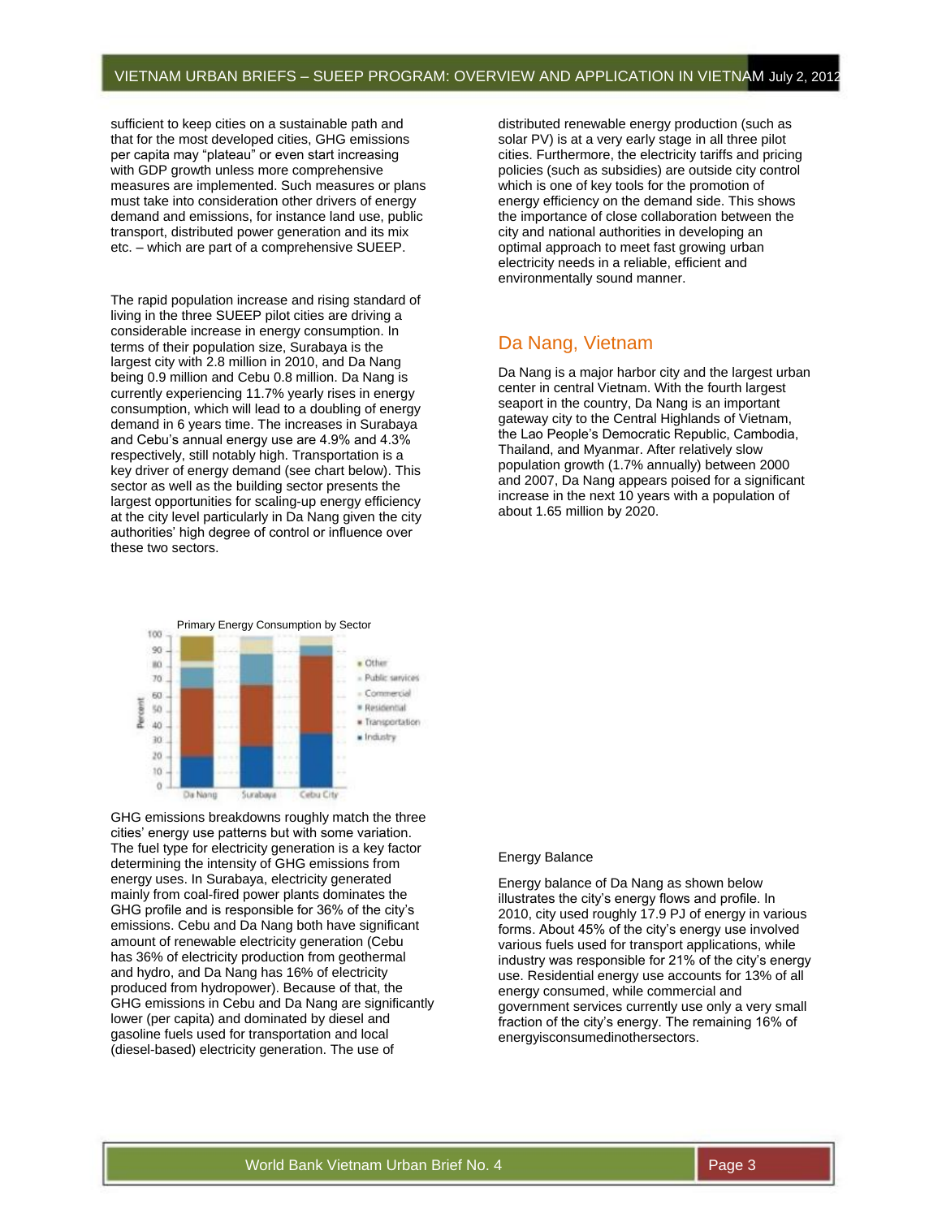sufficient to keep cities on a sustainable path and that for the most developed cities, GHG emissions per capita may "plateau" or even start increasing with GDP growth unless more comprehensive measures are implemented. Such measures or plans must take into consideration other drivers of energy demand and emissions, for instance land use, public transport, distributed power generation and its mix etc. – which are part of a comprehensive SUEEP.

The rapid population increase and rising standard of living in the three SUEEP pilot cities are driving a considerable increase in energy consumption. In terms of their population size, Surabaya is the largest city with 2.8 million in 2010, and Da Nang being 0.9 million and Cebu 0.8 million. Da Nang is currently experiencing 11.7% yearly rises in energy consumption, which will lead to a doubling of energy demand in 6 years time. The increases in Surabaya and Cebu's annual energy use are 4.9% and 4.3% respectively, still notably high. Transportation is a key driver of energy demand (see chart below). This sector as well as the building sector presents the largest opportunities for scaling-up energy efficiency at the city level particularly in Da Nang given the city authorities' high degree of control or influence over these two sectors.

Primary Energy Consumption by Sector

GHG emissions breakdowns roughly match the three cities' energy use patterns but with some variation. The fuel type for electricity generation is a key factor determining the intensity of GHG emissions from energy uses. In Surabaya, electricity generated mainly from coal-fired power plants dominates the GHG profile and is responsible for 36% of the city's emissions. Cebu and Da Nang both have significant amount of renewable electricity generation (Cebu has 36% of electricity production from geothermal and hydro, and Da Nang has 16% of electricity produced from hydropower). Because of that, the GHG emissions in Cebu and Da Nang are significantly lower (per capita) and dominated by diesel and gasoline fuels used for transportation and local (diesel-based) electricity generation. The use of distributed renewable energy production (such as solar PV) is at a very early stage in all three pilot cities. Furthermore, the electricity tariffs and pricing policies (such as subsidies) are outside city control which is one of key tools for the promotion of energy efficiency on the demand side. This shows the importance of close collaboration between the city and national authorities in developing an optimal approach to meet fast growing urban electricity needs in a reliable, efficient and environmentally sound manner.

## Da Nang, Vietnam

Da Nang is a major harbor city and the largest urban center in central Vietnam. With the fourth largest seaport in the country, Da Nang is an important gateway city to the Central Highlands of Vietnam, the Lao People's Democratic Republic, Cambodia, Thailand, and Myanmar. After relatively slow population growth (1.7% annually) between 2000 and 2007, Da Nang appears poised for a significant increase in the next 10 years with a population of about 1.65 million by 2020.

Energy Balance

Energy balance of Da Nang as shown below illustrates the city's energy flows and profile. In 2010, city used roughly 17.9 PJ of energy in various forms. About 45% of the city's energy use involved various fuels used for transport applications, while industry was responsible for 21% of the city's energy use. Residential energy use accounts for 13% of all energy consumed, while commercial and government services currently use only a very small fraction of the city's energy. The remaining 16% of energyisconsumedinothersectors.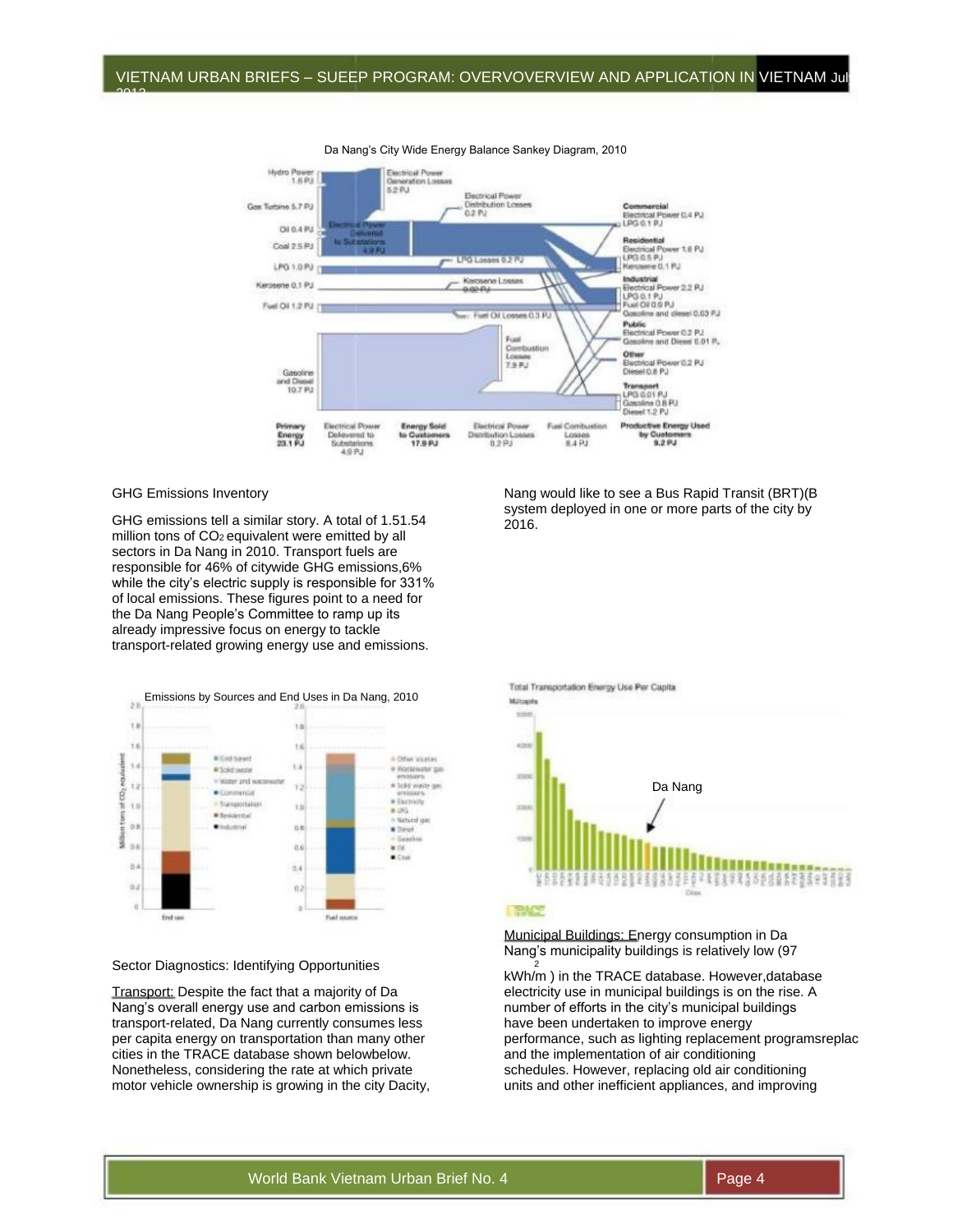Da Nang's City Wide Energy Balance Sankey Diagram, 2010

## GHG Emissions Inventory

GHG emissions tell a similar story. A total of 1.51.54 million tons of $CO_2$ equivalent were emitted by all sectors in Da Nang in 2010. Transport fuels are responsible for 46% of citywide GHG emissions,6% while the city's electric supply is responsible for 331% of local emissions. These figures point to a need for the Da Nang People's Committee to ramp up its already impressive focus on energy to tackle transport-related growing energy use and emissions.

Emissions by Sources and End Uses in Da Nang, 2010

## Sector Diagnostics: Identifying Opportunities

Transport: Despite the fact that a majority of Da Nang's overall energy use and carbon emissions is transport-related, Da Nang currently consumes less per capita energy on transportation than many other cities in the TRACE database shown belowbelow. Nonetheless, considering the rate at which private motor vehicle ownership is growing in the city Dacity, Nang would like to see a Bus Rapid Transit (BRT)(B system deployed in one or more parts of the city by 2016.

Total Transportation Energy Use Per Capita

Municipal Buildings: Energy consumption in Da Nang's municipality buildings is relatively low (97 kWh/m$^2$) in the TRACE database. However,database electricity use in municipal buildings is on the rise. A number of efforts in the city's municipal buildings have been undertaken to improve energy performance, such as lighting replacement programsreplac and the implementation of air conditioning schedules. However, replacing old air conditioning units and other inefficient appliances, and improving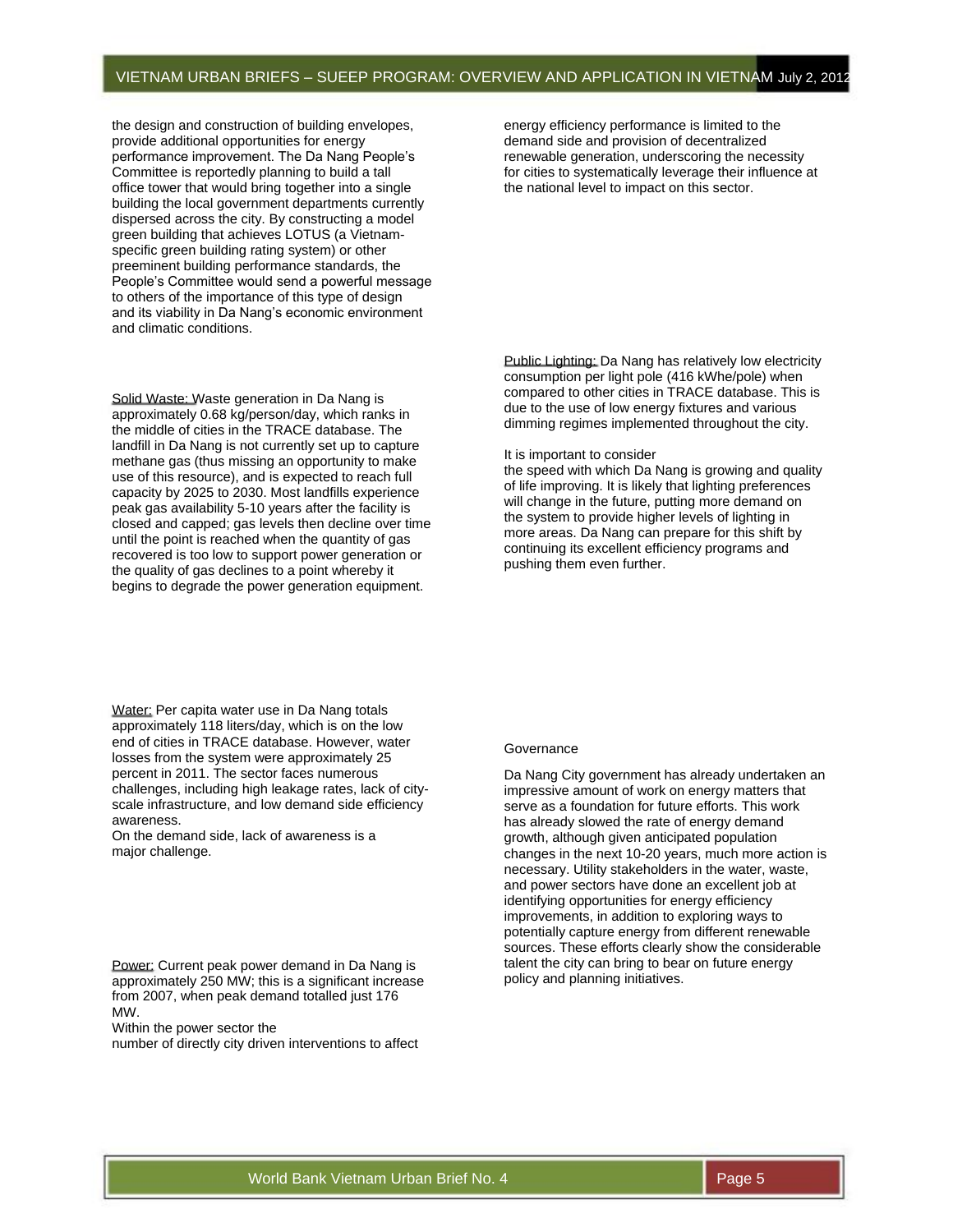the design and construction of building envelopes, provide additional opportunities for energy performance improvement. The Da Nang People's Committee is reportedly planning to build a tall office tower that would bring together into a single building the local government departments currently dispersed across the city. By constructing a model green building that achieves LOTUS (a Vietnam-specific green building rating system) or other preeminent building performance standards, the People's Committee would send a powerful message to others of the importance of this type of design and its viability in Da Nang's economic environment and climatic conditions.

Solid Waste: Waste generation in Da Nang is approximately 0.68 kg/person/day, which ranks in the middle of cities in the TRACE database. The landfill in Da Nang is not currently set up to capture methane gas (thus missing an opportunity to make use of this resource), and is expected to reach full capacity by 2025 to 2030. Most landfills experience peak gas availability 5-10 years after the facility is closed and capped; gas levels then decline over time until the point is reached when the quantity of gas recovered is too low to support power generation or the quality of gas declines to a point whereby it begins to degrade the power generation equipment.

Water: Per capita water use in Da Nang totals approximately 118 liters/day, which is on the low end of cities in TRACE database. However, water losses from the system were approximately 25 percent in 2011. The sector faces numerous challenges, including high leakage rates, lack of city-scale infrastructure, and low demand side efficiency awareness.

On the demand side, lack of awareness is a major challenge.

Power: Current peak power demand in Da Nang is approximately 250 MW; this is a significant increase from 2007, when peak demand totalled just 176 MW.

Within the power sector the number of directly city driven interventions to affect energy efficiency performance is limited to the demand side and provision of decentralized renewable generation, underscoring the necessity for cities to systematically leverage their influence at the national level to impact on this sector.

Public Lighting: Da Nang has relatively low electricity consumption per light pole (416 kWhe/pole) when compared to other cities in TRACE database. This is due to the use of low energy fixtures and various dimming regimes implemented throughout the city.

It is important to consider the speed with which Da Nang is growing and quality of life improving. It is likely that lighting preferences will change in the future, putting more demand on the system to provide higher levels of lighting in more areas. Da Nang can prepare for this shift by continuing its excellent efficiency programs and pushing them even further.

## Governance

Da Nang City government has already undertaken an impressive amount of work on energy matters that serve as a foundation for future efforts. This work has already slowed the rate of energy demand growth, although given anticipated population changes in the next 10-20 years, much more action is necessary. Utility stakeholders in the water, waste, and power sectors have done an excellent job at identifying opportunities for energy efficiency improvements, in addition to exploring ways to potentially capture energy from different renewable sources. These efforts clearly show the considerable talent the city can bring to bear on future energy policy and planning initiatives.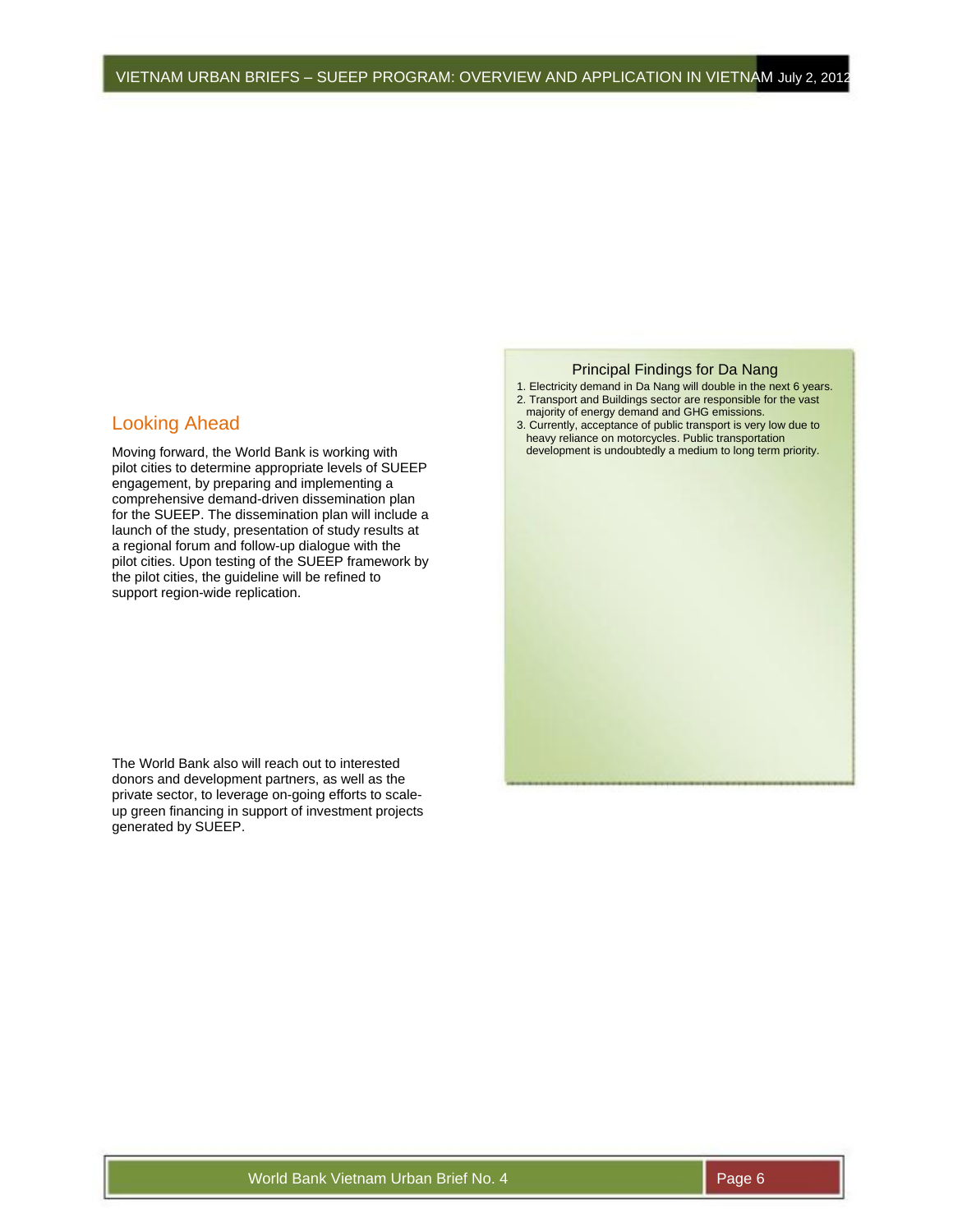## Looking Ahead

Moving forward, the World Bank is working with pilot cities to determine appropriate levels of SUEEP engagement, by preparing and implementing a comprehensive demand-driven dissemination plan for the SUEEP. The dissemination plan will include a launch of the study, presentation of study results at a regional forum and follow-up dialogue with the pilot cities. Upon testing of the SUEEP framework by the pilot cities, the guideline will be refined to support region-wide replication.

The World Bank also will reach out to interested donors and development partners, as well as the private sector, to leverage on-going efforts to scale-up green financing in support of investment projects generated by SUEEP.

### Principal Findings for Da Nang

1. Electricity demand in Da Nang will double in the next 6 years.
2. Transport and Buildings sector are responsible for the vast majority of energy demand and GHG emissions.
3. Currently, acceptance of public transport is very low due to heavy reliance on motorcycles. Public transportation development is undoubtedly a medium to long term priority.